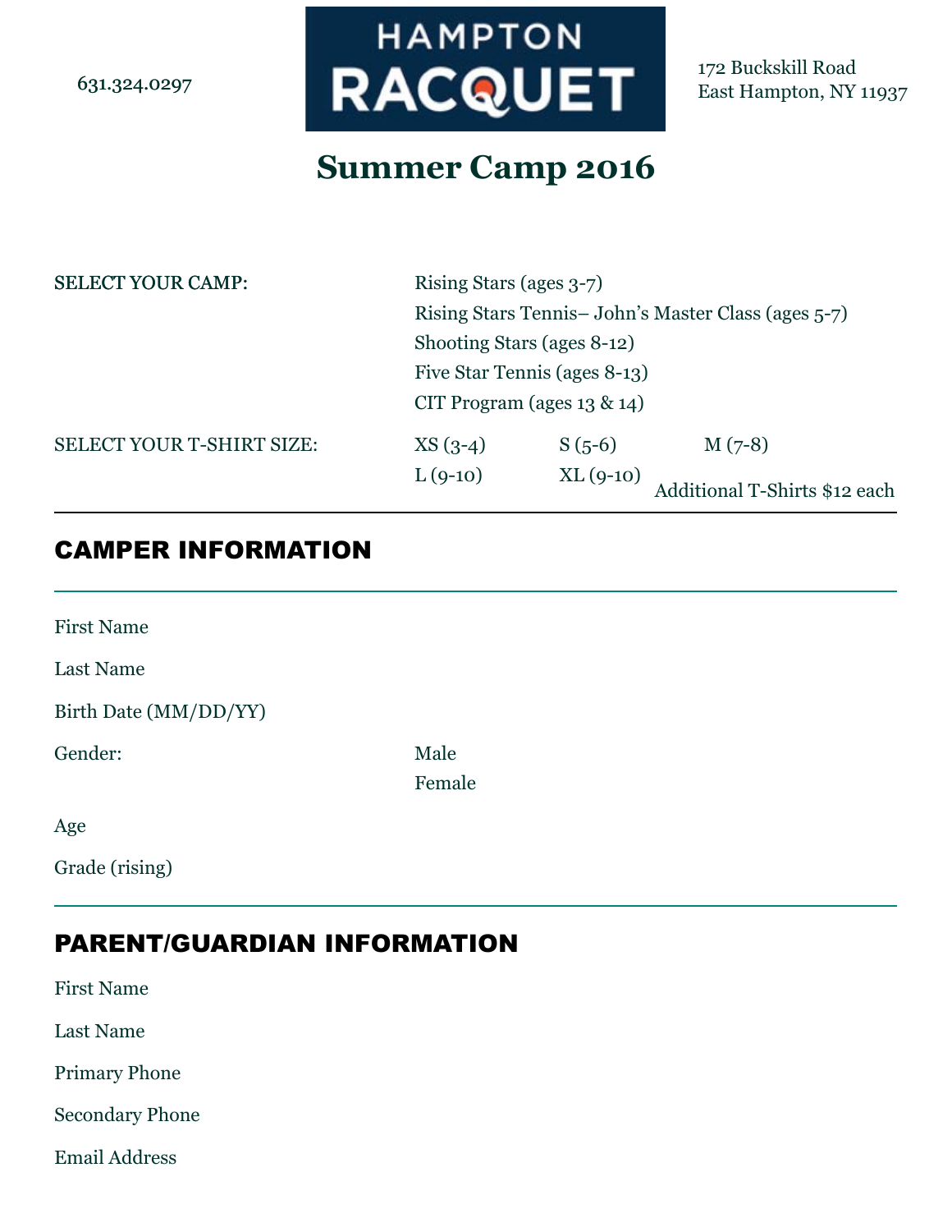631.324.0297

# HAMPTON RACQUET

172 Buckskill Road
East Hampton, NY 11937

## Summer Camp 2016

SELECT YOUR CAMP:

- Rising Stars (ages 3-7)
- Rising Stars Tennis– John's Master Class (ages 5-7)
- Shooting Stars (ages 8-12)
- Five Star Tennis (ages 8-13)
- CIT Program (ages 13 & 14)

SELECT YOUR T-SHIRT SIZE:

| | | |
|---|---|---|
| XS (3-4) | S (5-6) | M (7-8) |
| L (9-10) | XL (9-10) | |

Additional T-Shirts $12 each

---

## CAMPER INFORMATION

First Name

Last Name

Birth Date (MM/DD/YY)

Gender:
- Male
- Female

Age

Grade (rising)

---

## PARENT/GUARDIAN INFORMATION

First Name

Last Name

Primary Phone

Secondary Phone

Email Address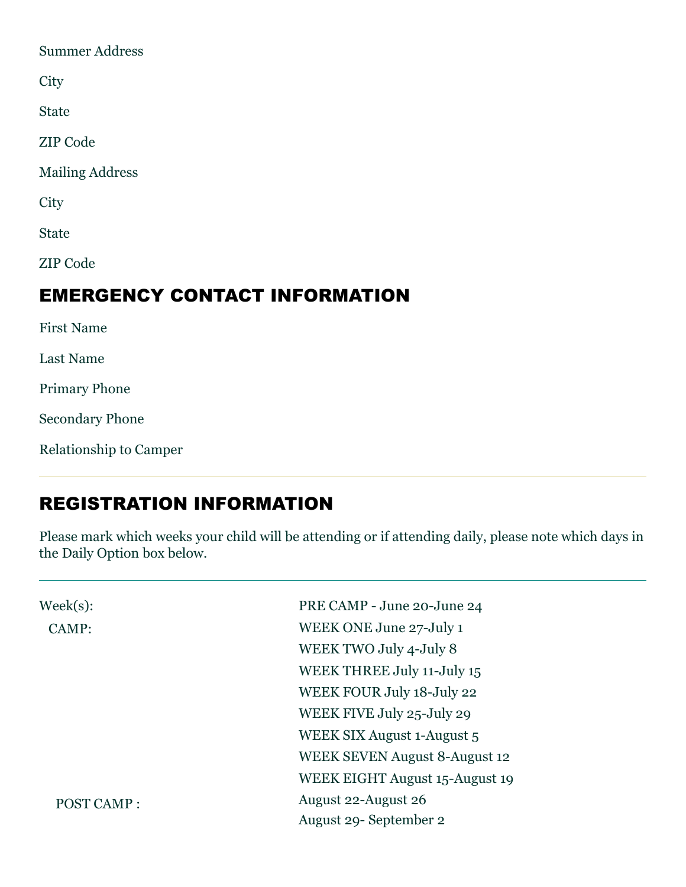Summer Address

City

State

ZIP Code

Mailing Address

City

State

ZIP Code

## EMERGENCY CONTACT INFORMATION

First Name

Last Name

Primary Phone

Secondary Phone

Relationship to Camper

---

## REGISTRATION INFORMATION

Please mark which weeks your child will be attending or if attending daily, please note which days in the Daily Option box below.

---

| Week(s): | PRE CAMP - June 20-June 24 |
|---|---|
| CAMP: | WEEK ONE June 27-July 1 |
| | WEEK TWO July 4-July 8 |
| | WEEK THREE July 11-July 15 |
| | WEEK FOUR July 18-July 22 |
| | WEEK FIVE July 25-July 29 |
| | WEEK SIX August 1-August 5 |
| | WEEK SEVEN August 8-August 12 |
| | WEEK EIGHT August 15-August 19 |
| POST CAMP : | August 22-August 26 |
| | August 29- September 2 |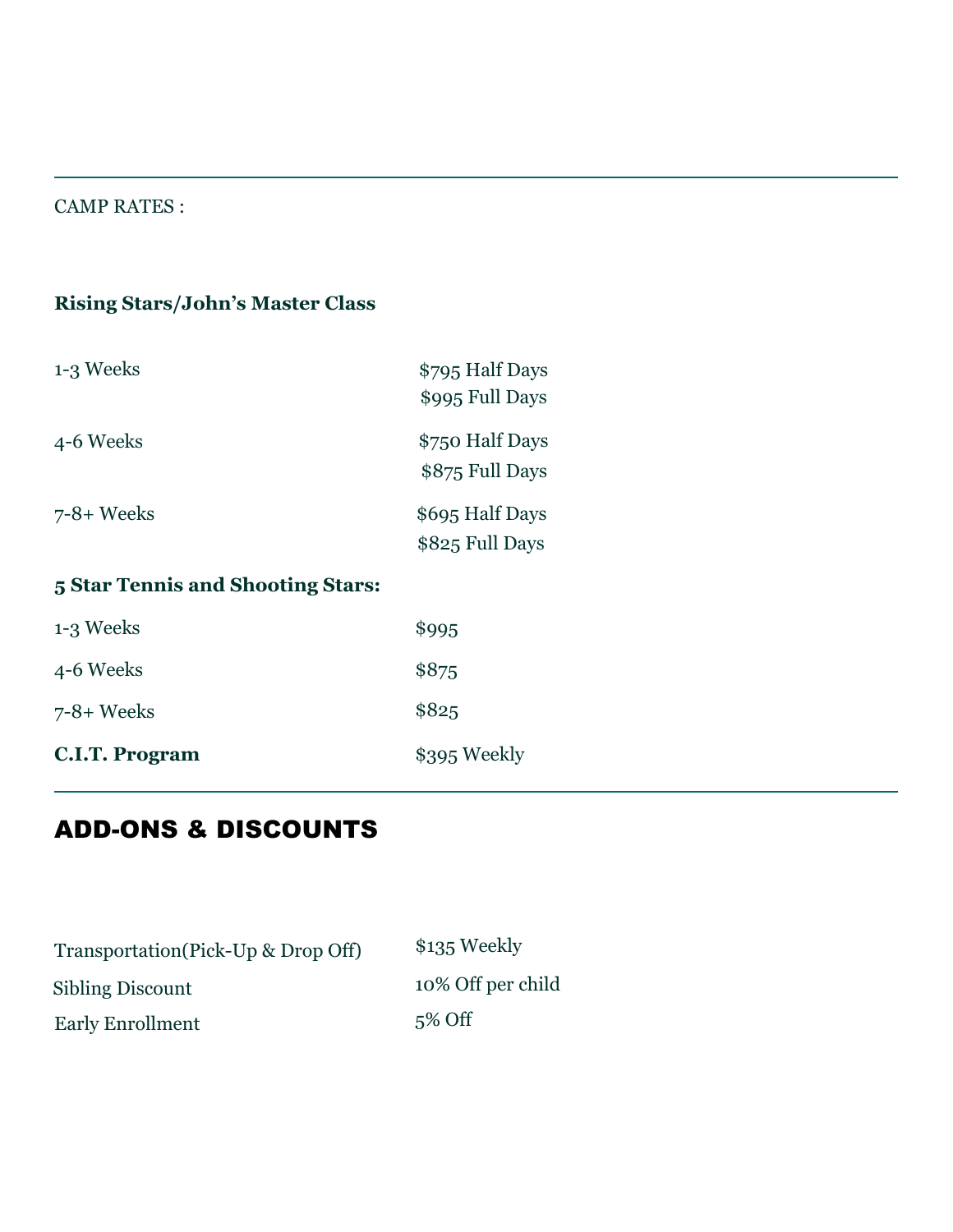CAMP RATES :

**Rising Stars/John's Master Class**

| | |
|---|---|
| 1-3 Weeks | $795 Half Days<br>$995 Full Days |
| 4-6 Weeks | $750 Half Days<br>$875 Full Days |
| 7-8+ Weeks | $695 Half Days<br>$825 Full Days |

**5 Star Tennis and Shooting Stars:**

| | |
|---|---|
| 1-3 Weeks | $995 |
| 4-6 Weeks | $875 |
| 7-8+ Weeks | $825 |
| **C.I.T. Program** | $395 Weekly |

## ADD-ONS & DISCOUNTS

| | |
|---|---|
| Transportation(Pick-Up & Drop Off) | $135 Weekly |
| Sibling Discount | 10% Off per child |
| Early Enrollment | 5% Off |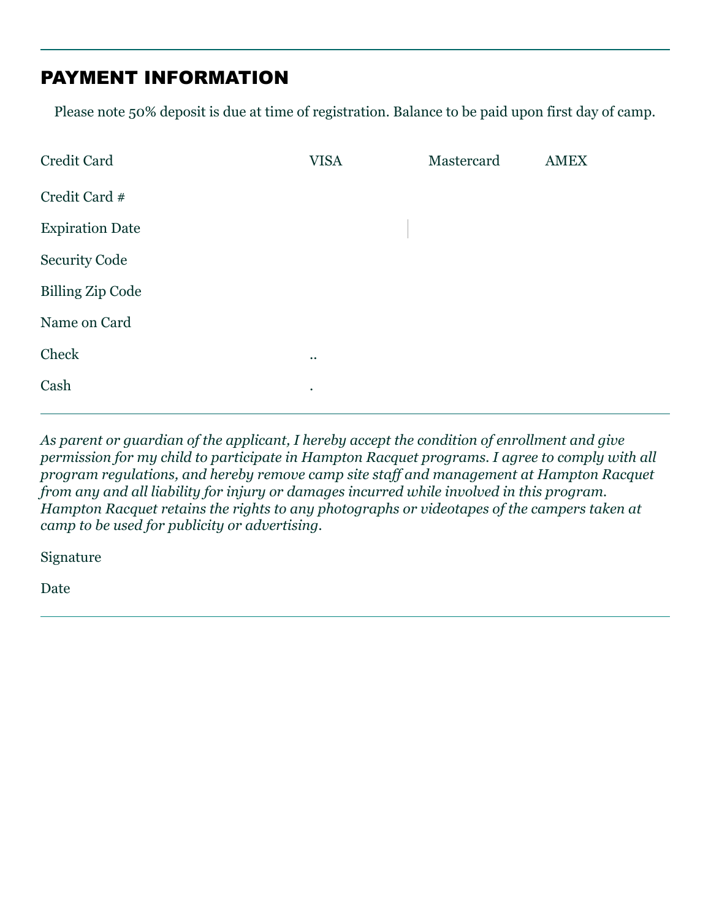---

## PAYMENT INFORMATION

Please note 50% deposit is due at time of registration. Balance to be paid upon first day of camp.

| | | | |
|---|---|---|---|
| Credit Card | VISA | Mastercard | AMEX |
| Credit Card # | | | |
| Expiration Date | | | |
| Security Code | | | |
| Billing Zip Code | | | |
| Name on Card | | | |
| Check | .. | | |
| Cash | . | | |

---

*As parent or guardian of the applicant, I hereby accept the condition of enrollment and give permission for my child to participate in Hampton Racquet programs. I agree to comply with all program regulations, and hereby remove camp site staff and management at Hampton Racquet from any and all liability for injury or damages incurred while involved in this program. Hampton Racquet retains the rights to any photographs or videotapes of the campers taken at camp to be used for publicity or advertising.*

Signature

Date

---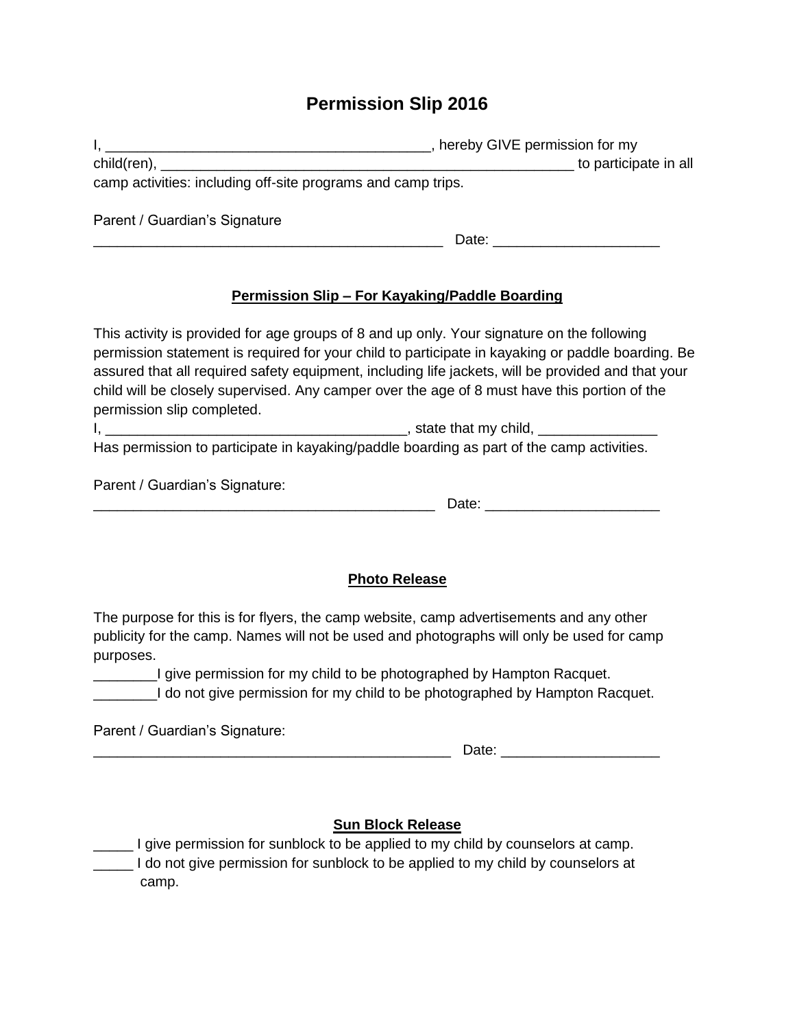# Permission Slip 2016

I, ________________________________________, hereby GIVE permission for my child(ren), ____________________________________________________ to participate in all camp activities: including off-site programs and camp trips.

Parent / Guardian's Signature

____________________________________________ Date: ____________________

**Permission Slip – For Kayaking/Paddle Boarding**

This activity is provided for age groups of 8 and up only. Your signature on the following permission statement is required for your child to participate in kayaking or paddle boarding. Be assured that all required safety equipment, including life jackets, will be provided and that your child will be closely supervised. Any camper over the age of 8 must have this portion of the permission slip completed.

I, _____________________________________, state that my child, _______________ Has permission to participate in kayaking/paddle boarding as part of the camp activities.

Parent / Guardian's Signature:

___________________________________________ Date: _____________________

**Photo Release**

The purpose for this is for flyers, the camp website, camp advertisements and any other publicity for the camp. Names will not be used and photographs will only be used for camp purposes.

________I give permission for my child to be photographed by Hampton Racquet.

________I do not give permission for my child to be photographed by Hampton Racquet.

Parent / Guardian's Signature:

_____________________________________________ Date: ___________________

**Sun Block Release**

_____ I give permission for sunblock to be applied to my child by counselors at camp.

_____ I do not give permission for sunblock to be applied to my child by counselors at camp.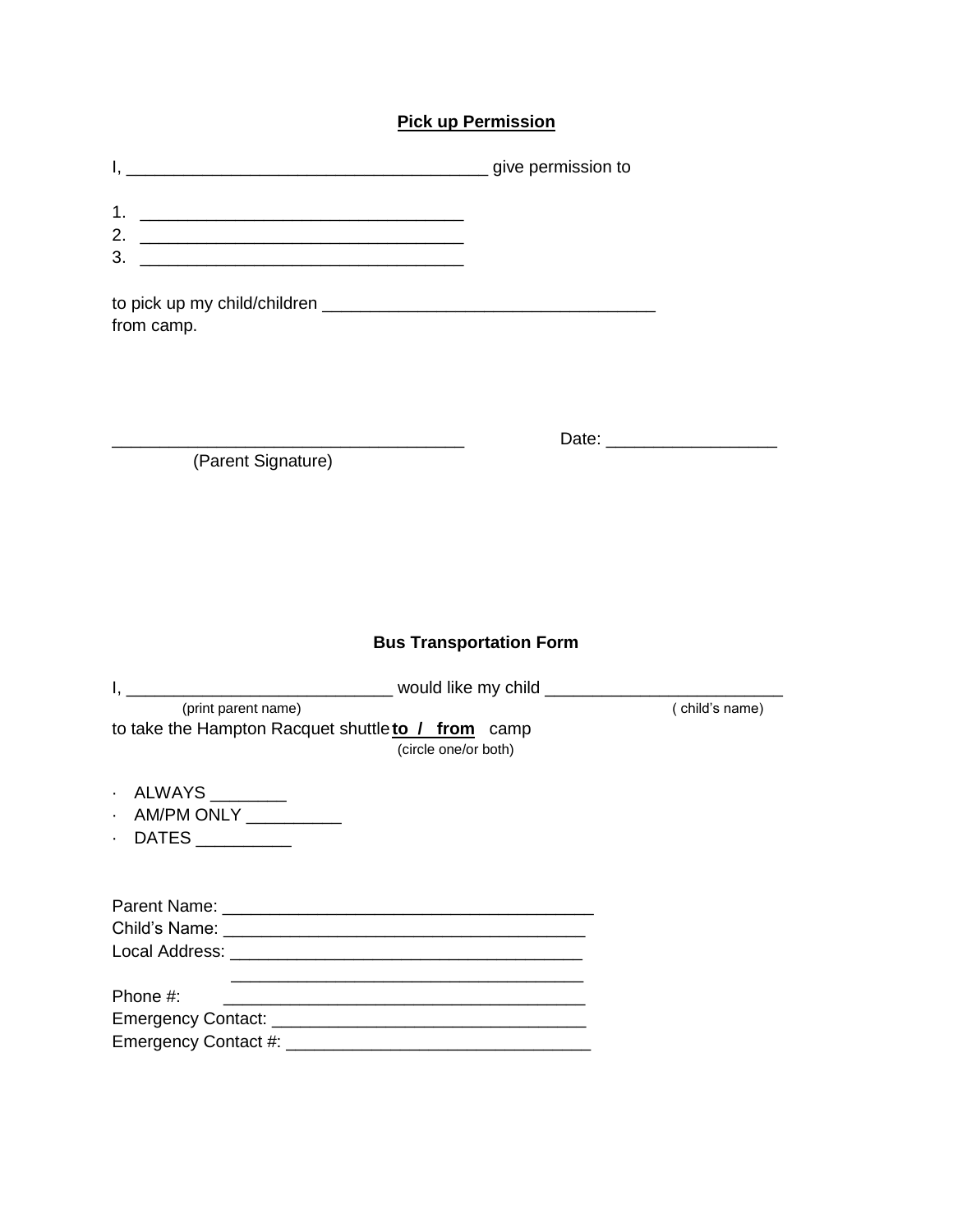**Pick up Permission**

I, _____________________________________ give permission to

1. _________________________________
2. _________________________________
3. _________________________________

to pick up my child/children __________________________________
from camp.

_____________________________________ Date: _________________
(Parent Signature)

**Bus Transportation Form**

I, ___________________________ would like my child ________________________
(print parent name) ( child's name)
to take the Hampton Racquet shuttle **to / from** camp
(circle one/or both)

- ALWAYS ________
- AM/PM ONLY __________
- DATES __________

Parent Name: _______________________________________
Child's Name: ______________________________________
Local Address: _____________________________________
_____________________________________
Phone #: ______________________________________
Emergency Contact: _________________________________
Emergency Contact #: ________________________________